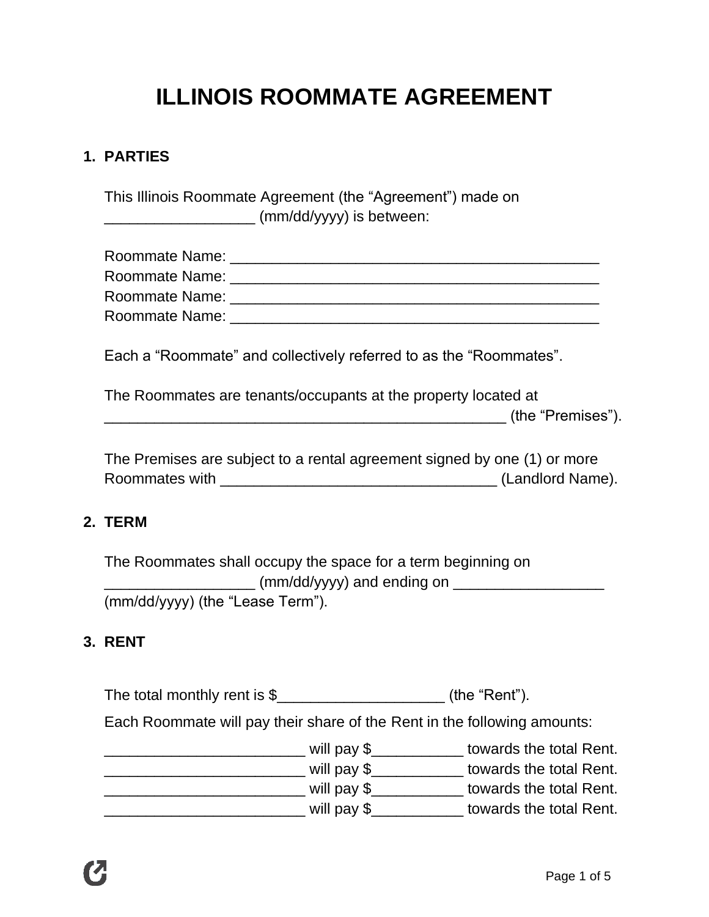# ILLINOIS ROOMMATE AGREEMENT

## 1. PARTIES

This Illinois Roommate Agreement (the "Agreement") made on __________________ (mm/dd/yyyy) is between:

Roommate Name: ______________________________________________
Roommate Name: ______________________________________________
Roommate Name: ______________________________________________
Roommate Name: ______________________________________________

Each a "Roommate" and collectively referred to as the "Roommates".

The Roommates are tenants/occupants at the property located at __________________________________________________ (the "Premises").

The Premises are subject to a rental agreement signed by one (1) or more Roommates with __________________________________ (Landlord Name).

## 2. TERM

The Roommates shall occupy the space for a term beginning on __________________ (mm/dd/yyyy) and ending on __________________ (mm/dd/yyyy) (the "Lease Term").

## 3. RENT

The total monthly rent is $____________________ (the "Rent").

Each Roommate will pay their share of the Rent in the following amounts:

_________________________ will pay $___________ towards the total Rent.
_________________________ will pay $___________ towards the total Rent.
_________________________ will pay $___________ towards the total Rent.
_________________________ will pay $___________ towards the total Rent.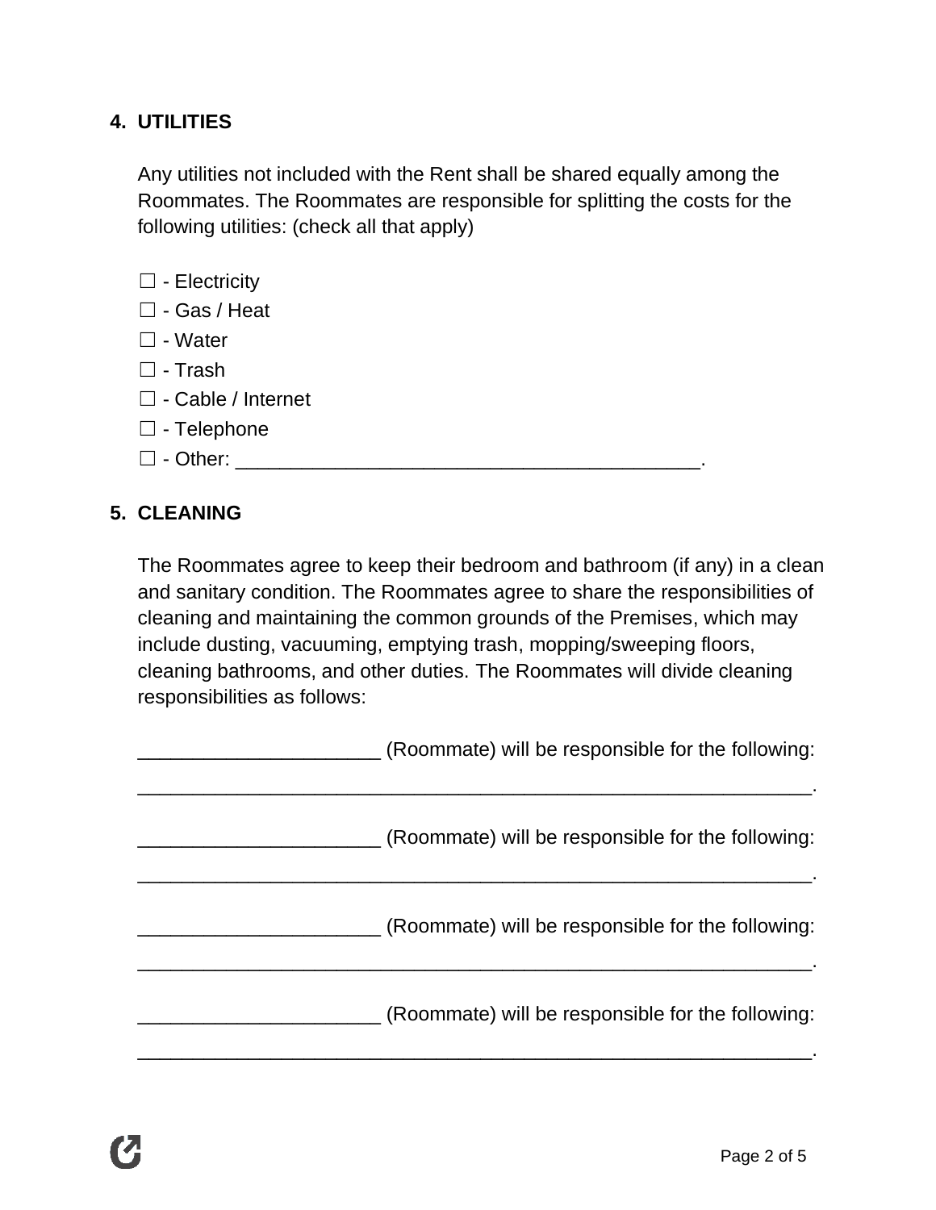## 4. UTILITIES

Any utilities not included with the Rent shall be shared equally among the Roommates. The Roommates are responsible for splitting the costs for the following utilities: (check all that apply)

☐ - Electricity
☐ - Gas / Heat
☐ - Water
☐ - Trash
☐ - Cable / Internet
☐ - Telephone
☐ - Other: ___________________________________________.

## 5. CLEANING

The Roommates agree to keep their bedroom and bathroom (if any) in a clean and sanitary condition. The Roommates agree to share the responsibilities of cleaning and maintaining the common grounds of the Premises, which may include dusting, vacuuming, emptying trash, mopping/sweeping floors, cleaning bathrooms, and other duties. The Roommates will divide cleaning responsibilities as follows:

______________________ (Roommate) will be responsible for the following:
_______________________________________________________________.

______________________ (Roommate) will be responsible for the following:
_______________________________________________________________.

______________________ (Roommate) will be responsible for the following:
_______________________________________________________________.

______________________ (Roommate) will be responsible for the following:
_______________________________________________________________.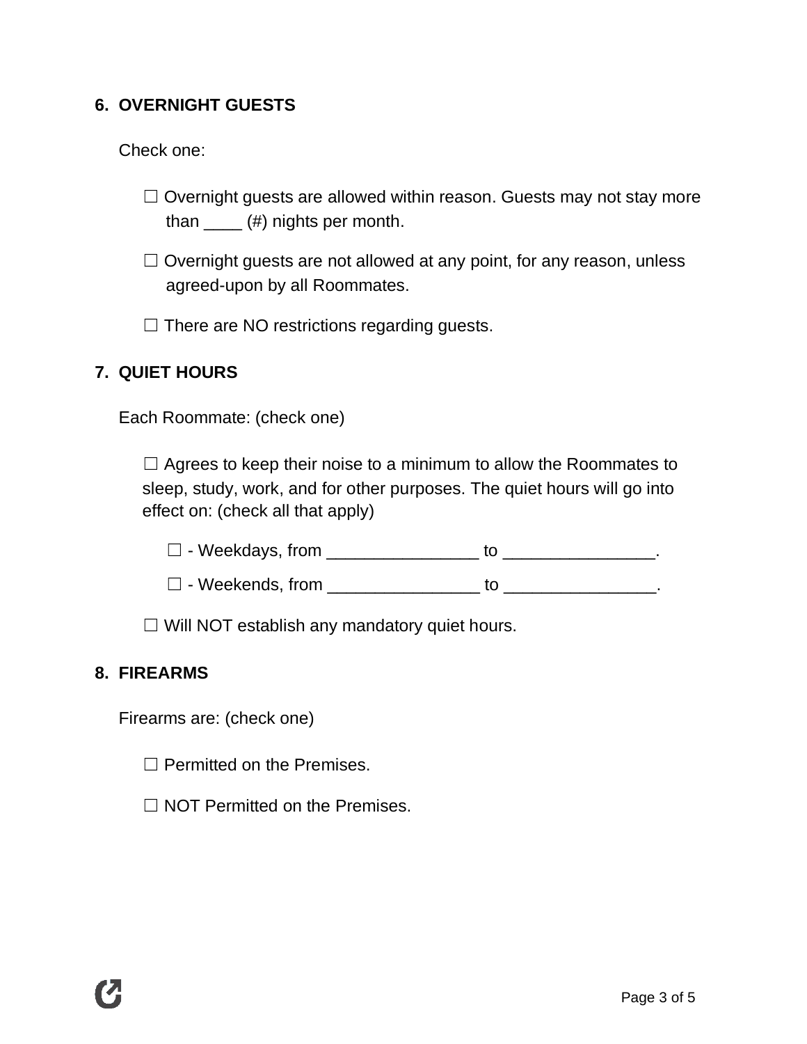6. **OVERNIGHT GUESTS**

   Check one:

   ☐ Overnight guests are allowed within reason. Guests may not stay more than ____ (#) nights per month.

   ☐ Overnight guests are not allowed at any point, for any reason, unless agreed-upon by all Roommates.

   ☐ There are NO restrictions regarding guests.

7. **QUIET HOURS**

   Each Roommate: (check one)

   ☐ Agrees to keep their noise to a minimum to allow the Roommates to sleep, study, work, and for other purposes. The quiet hours will go into effect on: (check all that apply)

   ☐ - Weekdays, from ________________ to ________________.

   ☐ - Weekends, from ________________ to ________________.

   ☐ Will NOT establish any mandatory quiet hours.

8. **FIREARMS**

   Firearms are: (check one)

   ☐ Permitted on the Premises.

   ☐ NOT Permitted on the Premises.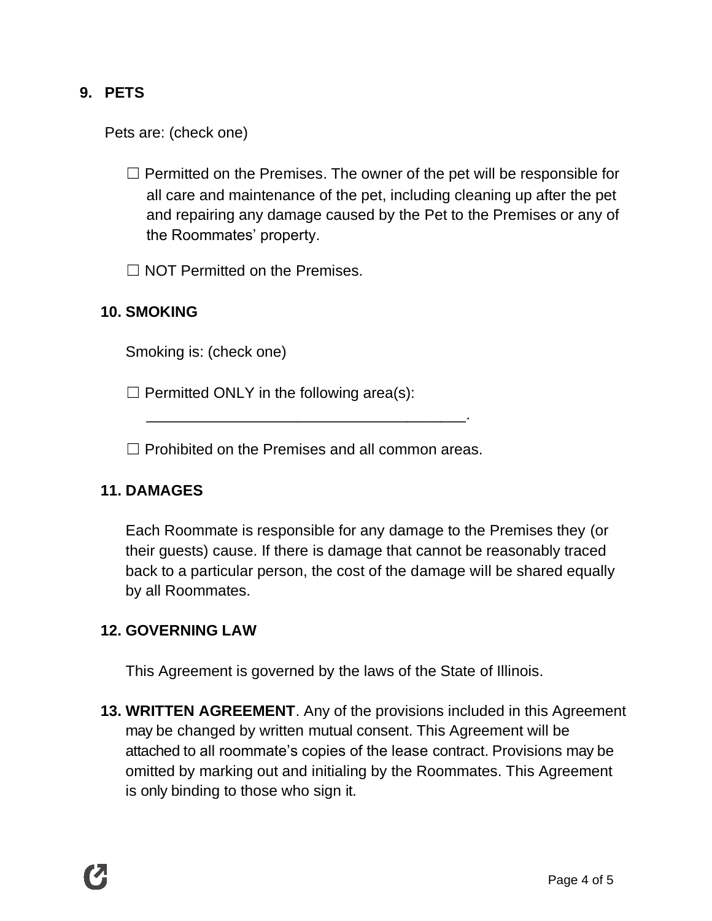## 9. PETS

Pets are: (check one)

☐ Permitted on the Premises. The owner of the pet will be responsible for all care and maintenance of the pet, including cleaning up after the pet and repairing any damage caused by the Pet to the Premises or any of the Roommates' property.

☐ NOT Permitted on the Premises.

## 10. SMOKING

Smoking is: (check one)

☐ Permitted ONLY in the following area(s): ______________________________________.

☐ Prohibited on the Premises and all common areas.

## 11. DAMAGES

Each Roommate is responsible for any damage to the Premises they (or their guests) cause. If there is damage that cannot be reasonably traced back to a particular person, the cost of the damage will be shared equally by all Roommates.

## 12. GOVERNING LAW

This Agreement is governed by the laws of the State of Illinois.

**13. WRITTEN AGREEMENT**. Any of the provisions included in this Agreement may be changed by written mutual consent. This Agreement will be attached to all roommate's copies of the lease contract. Provisions may be omitted by marking out and initialing by the Roommates. This Agreement is only binding to those who sign it.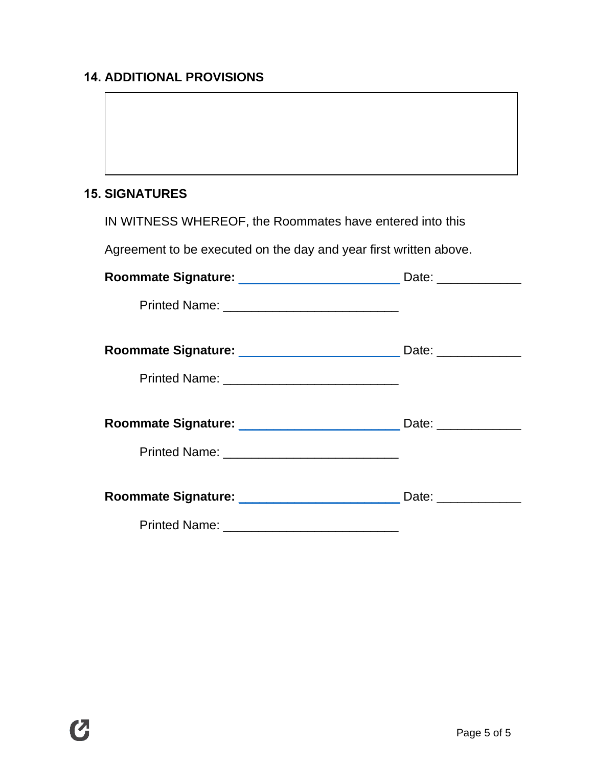## 14. ADDITIONAL PROVISIONS

| |
|---|
| |

## 15. SIGNATURES

IN WITNESS WHEREOF, the Roommates have entered into this Agreement to be executed on the day and year first written above.

**Roommate Signature:** _______________________ Date: ____________

Printed Name: _________________________

**Roommate Signature:** _______________________ Date: ____________

Printed Name: _________________________

**Roommate Signature:** _______________________ Date: ____________

Printed Name: _________________________

**Roommate Signature:** _______________________ Date: ____________

Printed Name: _________________________